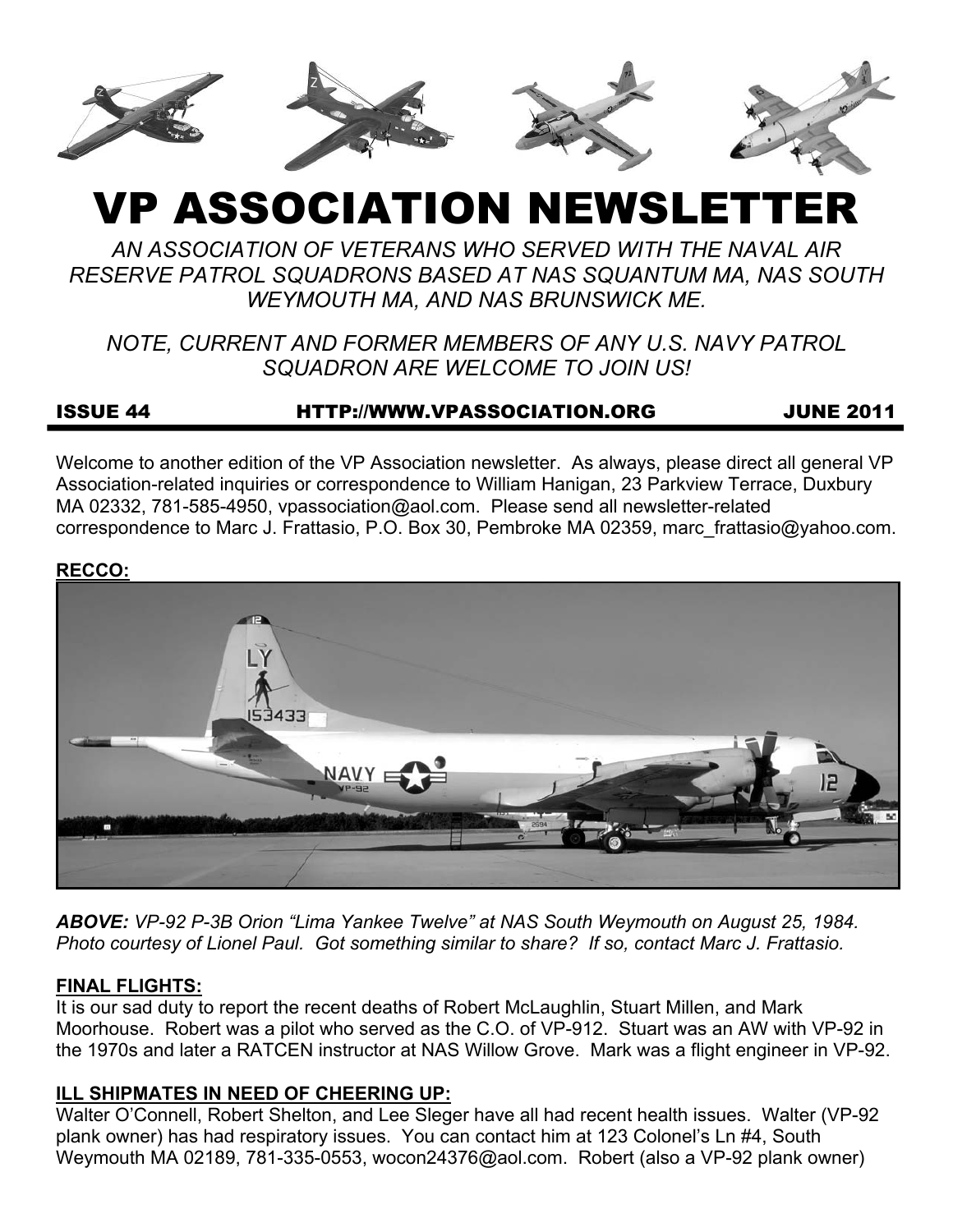# VP ASSOCIATION NEWSLETTER

*AN ASSOCIATION OF VETERANS WHO SERVED WITH THE NAVAL AIR RESERVE PATROL SQUADRONS BASED AT NAS SQUANTUM MA, NAS SOUTH WEYMOUTH MA, AND NAS BRUNSWICK ME.*

*NOTE, CURRENT AND FORMER MEMBERS OF ANY U.S. NAVY PATROL SQUADRON ARE WELCOME TO JOIN US!*

**ISSUE 44 HTTP://WWW.VPASSOCIATION.ORG JUNE 2011**

Welcome to another edition of the VP Association newsletter. As always, please direct all general VP Association-related inquiries or correspondence to William Hanigan, 23 Parkview Terrace, Duxbury MA 02332, 781-585-4950, vpassociation@aol.com. Please send all newsletter-related correspondence to Marc J. Frattasio, P.O. Box 30, Pembroke MA 02359, marc_frattasio@yahoo.com.

## RECCO:

***ABOVE:** VP-92 P-3B Orion "Lima Yankee Twelve" at NAS South Weymouth on August 25, 1984. Photo courtesy of Lionel Paul. Got something similar to share? If so, contact Marc J. Frattasio.*

## FINAL FLIGHTS:

It is our sad duty to report the recent deaths of Robert McLaughlin, Stuart Millen, and Mark Moorhouse. Robert was a pilot who served as the C.O. of VP-912. Stuart was an AW with VP-92 in the 1970s and later a RATCEN instructor at NAS Willow Grove. Mark was a flight engineer in VP-92.

## ILL SHIPMATES IN NEED OF CHEERING UP:

Walter O'Connell, Robert Shelton, and Lee Sleger have all had recent health issues. Walter (VP-92 plank owner) has had respiratory issues. You can contact him at 123 Colonel's Ln #4, South Weymouth MA 02189, 781-335-0553, wocon24376@aol.com. Robert (also a VP-92 plank owner)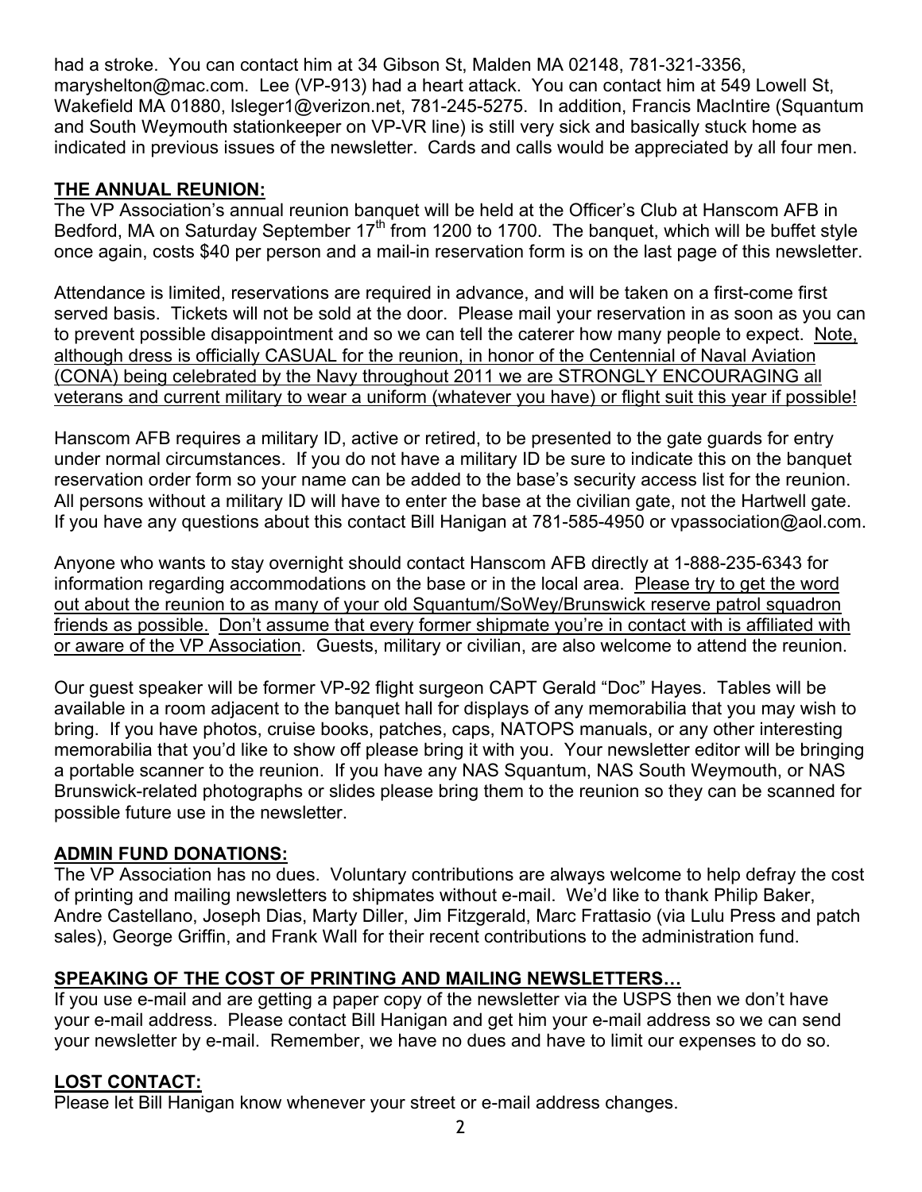had a stroke. You can contact him at 34 Gibson St, Malden MA 02148, 781-321-3356, maryshelton@mac.com. Lee (VP-913) had a heart attack. You can contact him at 549 Lowell St, Wakefield MA 01880, lsleger1@verizon.net, 781-245-5275. In addition, Francis MacIntire (Squantum and South Weymouth stationkeeper on VP-VR line) is still very sick and basically stuck home as indicated in previous issues of the newsletter. Cards and calls would be appreciated by all four men.

## THE ANNUAL REUNION:

The VP Association's annual reunion banquet will be held at the Officer's Club at Hanscom AFB in Bedford, MA on Saturday September 17th from 1200 to 1700. The banquet, which will be buffet style once again, costs $40 per person and a mail-in reservation form is on the last page of this newsletter.

Attendance is limited, reservations are required in advance, and will be taken on a first-come first served basis. Tickets will not be sold at the door. Please mail your reservation in as soon as you can to prevent possible disappointment and so we can tell the caterer how many people to expect. Note, although dress is officially CASUAL for the reunion, in honor of the Centennial of Naval Aviation (CONA) being celebrated by the Navy throughout 2011 we are STRONGLY ENCOURAGING all veterans and current military to wear a uniform (whatever you have) or flight suit this year if possible!

Hanscom AFB requires a military ID, active or retired, to be presented to the gate guards for entry under normal circumstances. If you do not have a military ID be sure to indicate this on the banquet reservation order form so your name can be added to the base's security access list for the reunion. All persons without a military ID will have to enter the base at the civilian gate, not the Hartwell gate. If you have any questions about this contact Bill Hanigan at 781-585-4950 or vpassociation@aol.com.

Anyone who wants to stay overnight should contact Hanscom AFB directly at 1-888-235-6343 for information regarding accommodations on the base or in the local area. Please try to get the word out about the reunion to as many of your old Squantum/SoWey/Brunswick reserve patrol squadron friends as possible. Don't assume that every former shipmate you're in contact with is affiliated with or aware of the VP Association. Guests, military or civilian, are also welcome to attend the reunion.

Our guest speaker will be former VP-92 flight surgeon CAPT Gerald "Doc" Hayes. Tables will be available in a room adjacent to the banquet hall for displays of any memorabilia that you may wish to bring. If you have photos, cruise books, patches, caps, NATOPS manuals, or any other interesting memorabilia that you'd like to show off please bring it with you. Your newsletter editor will be bringing a portable scanner to the reunion. If you have any NAS Squantum, NAS South Weymouth, or NAS Brunswick-related photographs or slides please bring them to the reunion so they can be scanned for possible future use in the newsletter.

## ADMIN FUND DONATIONS:

The VP Association has no dues. Voluntary contributions are always welcome to help defray the cost of printing and mailing newsletters to shipmates without e-mail. We'd like to thank Philip Baker, Andre Castellano, Joseph Dias, Marty Diller, Jim Fitzgerald, Marc Frattasio (via Lulu Press and patch sales), George Griffin, and Frank Wall for their recent contributions to the administration fund.

## SPEAKING OF THE COST OF PRINTING AND MAILING NEWSLETTERS…

If you use e-mail and are getting a paper copy of the newsletter via the USPS then we don't have your e-mail address. Please contact Bill Hanigan and get him your e-mail address so we can send your newsletter by e-mail. Remember, we have no dues and have to limit our expenses to do so.

## LOST CONTACT:

Please let Bill Hanigan know whenever your street or e-mail address changes.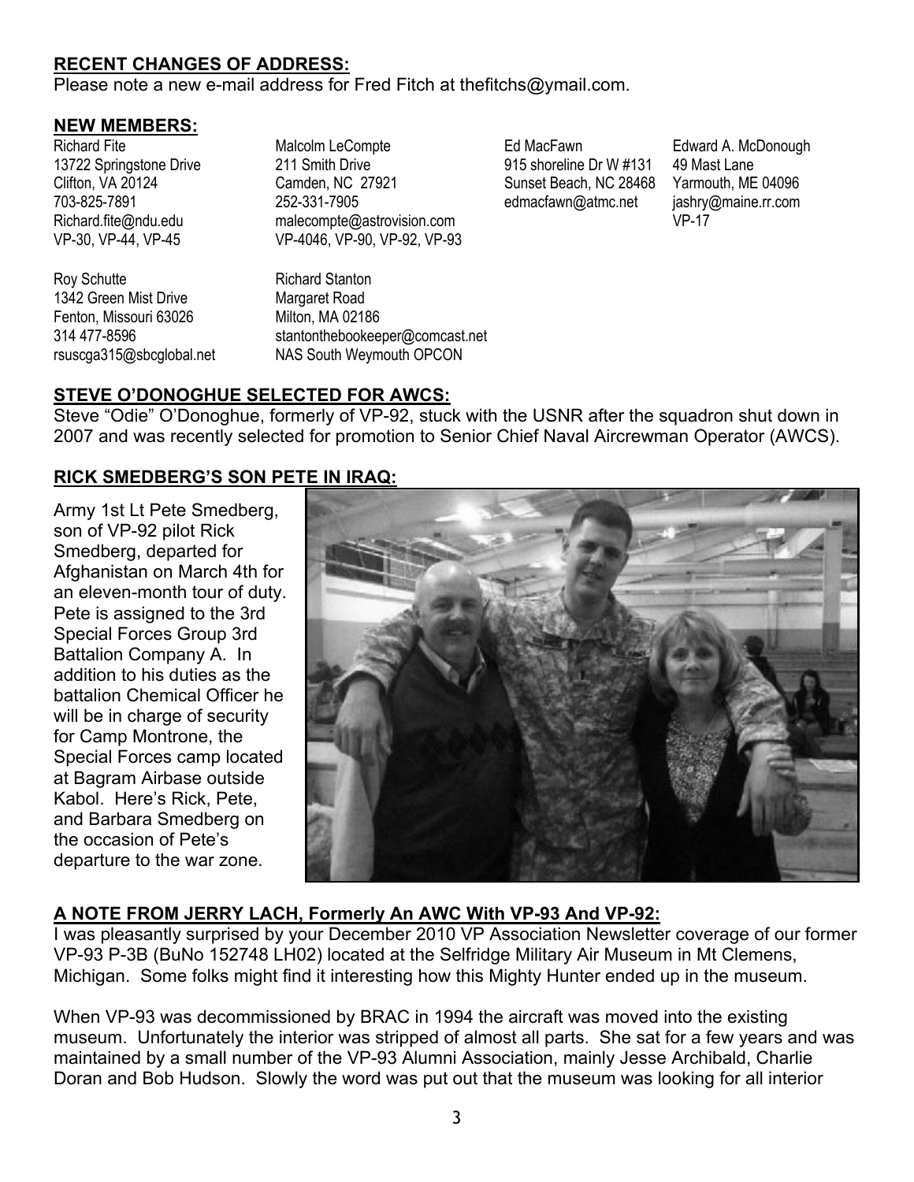## RECENT CHANGES OF ADDRESS:

Please note a new e-mail address for Fred Fitch at thefitchs@ymail.com.

## NEW MEMBERS:

Richard Fite
13722 Springstone Drive
Clifton, VA 20124
703-825-7891
Richard.fite@ndu.edu
VP-30, VP-44, VP-45

Malcolm LeCompte
211 Smith Drive
Camden, NC 27921
252-331-7905
malecompte@astrovision.com
VP-4046, VP-90, VP-92, VP-93

Ed MacFawn
915 shoreline Dr W #131
Sunset Beach, NC 28468
edmacfawn@atmc.net

Edward A. McDonough
49 Mast Lane
Yarmouth, ME 04096
jashry@maine.rr.com
VP-17

Roy Schutte
1342 Green Mist Drive
Fenton, Missouri 63026
314 477-8596
rsuscga315@sbcglobal.net

Richard Stanton
Margaret Road
Milton, MA 02186
stantonthebookeeper@comcast.net
NAS South Weymouth OPCON

## STEVE O'DONOGHUE SELECTED FOR AWCS:

Steve "Odie" O'Donoghue, formerly of VP-92, stuck with the USNR after the squadron shut down in 2007 and was recently selected for promotion to Senior Chief Naval Aircrewman Operator (AWCS).

## RICK SMEDBERG'S SON PETE IN IRAQ:

Army 1st Lt Pete Smedberg, son of VP-92 pilot Rick Smedberg, departed for Afghanistan on March 4th for an eleven-month tour of duty. Pete is assigned to the 3rd Special Forces Group 3rd Battalion Company A. In addition to his duties as the battalion Chemical Officer he will be in charge of security for Camp Montrone, the Special Forces camp located at Bagram Airbase outside Kabol. Here's Rick, Pete, and Barbara Smedberg on the occasion of Pete's departure to the war zone.

## A NOTE FROM JERRY LACH, Formerly An AWC With VP-93 And VP-92:

I was pleasantly surprised by your December 2010 VP Association Newsletter coverage of our former VP-93 P-3B (BuNo 152748 LH02) located at the Selfridge Military Air Museum in Mt Clemens, Michigan. Some folks might find it interesting how this Mighty Hunter ended up in the museum.

When VP-93 was decommissioned by BRAC in 1994 the aircraft was moved into the existing museum. Unfortunately the interior was stripped of almost all parts. She sat for a few years and was maintained by a small number of the VP-93 Alumni Association, mainly Jesse Archibald, Charlie Doran and Bob Hudson. Slowly the word was put out that the museum was looking for all interior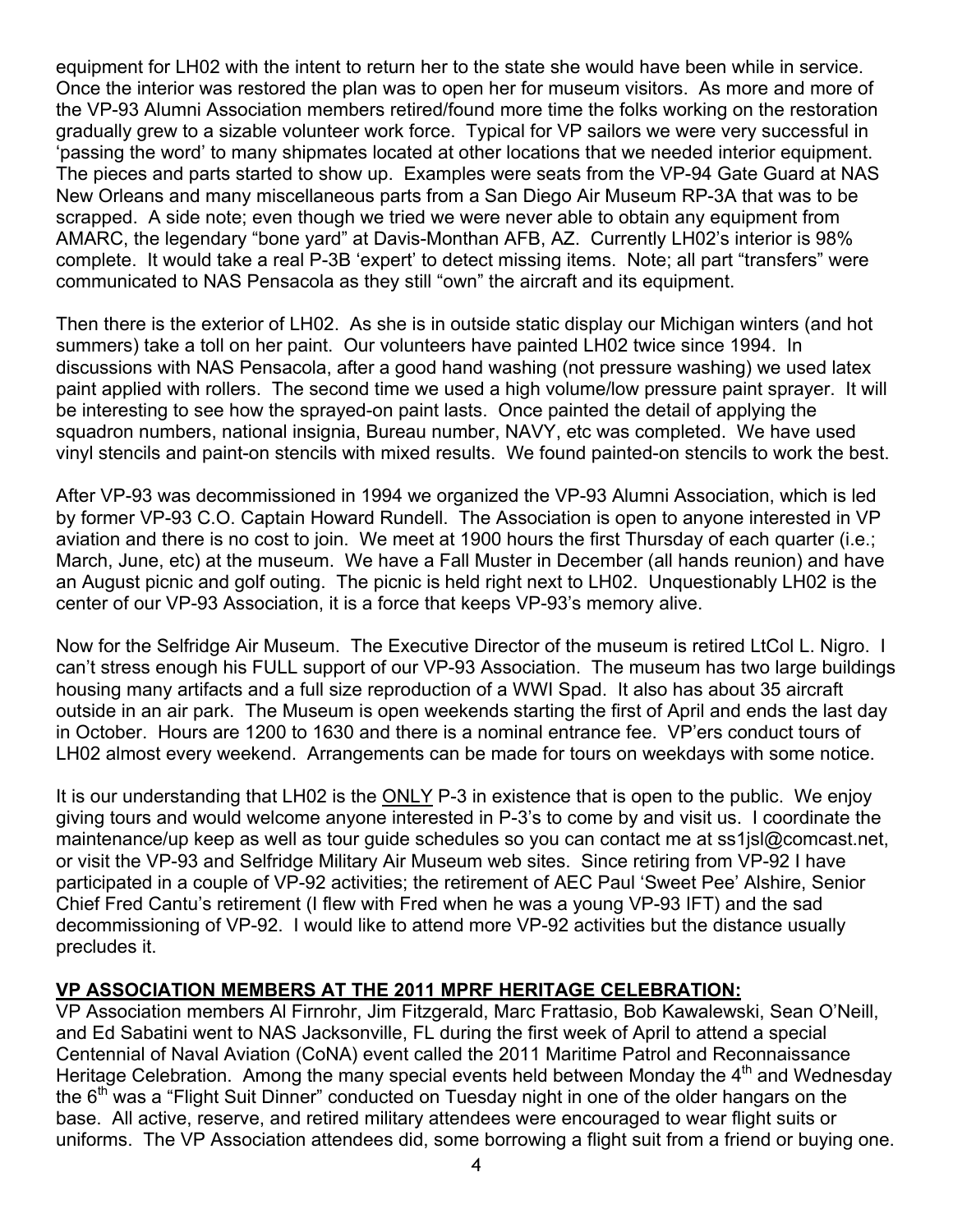equipment for LH02 with the intent to return her to the state she would have been while in service. Once the interior was restored the plan was to open her for museum visitors. As more and more of the VP-93 Alumni Association members retired/found more time the folks working on the restoration gradually grew to a sizable volunteer work force. Typical for VP sailors we were very successful in 'passing the word' to many shipmates located at other locations that we needed interior equipment. The pieces and parts started to show up. Examples were seats from the VP-94 Gate Guard at NAS New Orleans and many miscellaneous parts from a San Diego Air Museum RP-3A that was to be scrapped. A side note; even though we tried we were never able to obtain any equipment from AMARC, the legendary "bone yard" at Davis-Monthan AFB, AZ. Currently LH02's interior is 98% complete. It would take a real P-3B 'expert' to detect missing items. Note; all part "transfers" were communicated to NAS Pensacola as they still "own" the aircraft and its equipment.

Then there is the exterior of LH02. As she is in outside static display our Michigan winters (and hot summers) take a toll on her paint. Our volunteers have painted LH02 twice since 1994. In discussions with NAS Pensacola, after a good hand washing (not pressure washing) we used latex paint applied with rollers. The second time we used a high volume/low pressure paint sprayer. It will be interesting to see how the sprayed-on paint lasts. Once painted the detail of applying the squadron numbers, national insignia, Bureau number, NAVY, etc was completed. We have used vinyl stencils and paint-on stencils with mixed results. We found painted-on stencils to work the best.

After VP-93 was decommissioned in 1994 we organized the VP-93 Alumni Association, which is led by former VP-93 C.O. Captain Howard Rundell. The Association is open to anyone interested in VP aviation and there is no cost to join. We meet at 1900 hours the first Thursday of each quarter (i.e.; March, June, etc) at the museum. We have a Fall Muster in December (all hands reunion) and have an August picnic and golf outing. The picnic is held right next to LH02. Unquestionably LH02 is the center of our VP-93 Association, it is a force that keeps VP-93's memory alive.

Now for the Selfridge Air Museum. The Executive Director of the museum is retired LtCol L. Nigro. I can't stress enough his FULL support of our VP-93 Association. The museum has two large buildings housing many artifacts and a full size reproduction of a WWI Spad. It also has about 35 aircraft outside in an air park. The Museum is open weekends starting the first of April and ends the last day in October. Hours are 1200 to 1630 and there is a nominal entrance fee. VP'ers conduct tours of LH02 almost every weekend. Arrangements can be made for tours on weekdays with some notice.

It is our understanding that LH02 is the ONLY P-3 in existence that is open to the public. We enjoy giving tours and would welcome anyone interested in P-3's to come by and visit us. I coordinate the maintenance/up keep as well as tour guide schedules so you can contact me at ss1jsl@comcast.net, or visit the VP-93 and Selfridge Military Air Museum web sites. Since retiring from VP-92 I have participated in a couple of VP-92 activities; the retirement of AEC Paul 'Sweet Pee' Alshire, Senior Chief Fred Cantu's retirement (I flew with Fred when he was a young VP-93 IFT) and the sad decommissioning of VP-92. I would like to attend more VP-92 activities but the distance usually precludes it.

## VP ASSOCIATION MEMBERS AT THE 2011 MPRF HERITAGE CELEBRATION:

VP Association members Al Firnrohr, Jim Fitzgerald, Marc Frattasio, Bob Kawalewski, Sean O'Neill, and Ed Sabatini went to NAS Jacksonville, FL during the first week of April to attend a special Centennial of Naval Aviation (CoNA) event called the 2011 Maritime Patrol and Reconnaissance Heritage Celebration. Among the many special events held between Monday the 4th and Wednesday the 6th was a "Flight Suit Dinner" conducted on Tuesday night in one of the older hangars on the base. All active, reserve, and retired military attendees were encouraged to wear flight suits or uniforms. The VP Association attendees did, some borrowing a flight suit from a friend or buying one.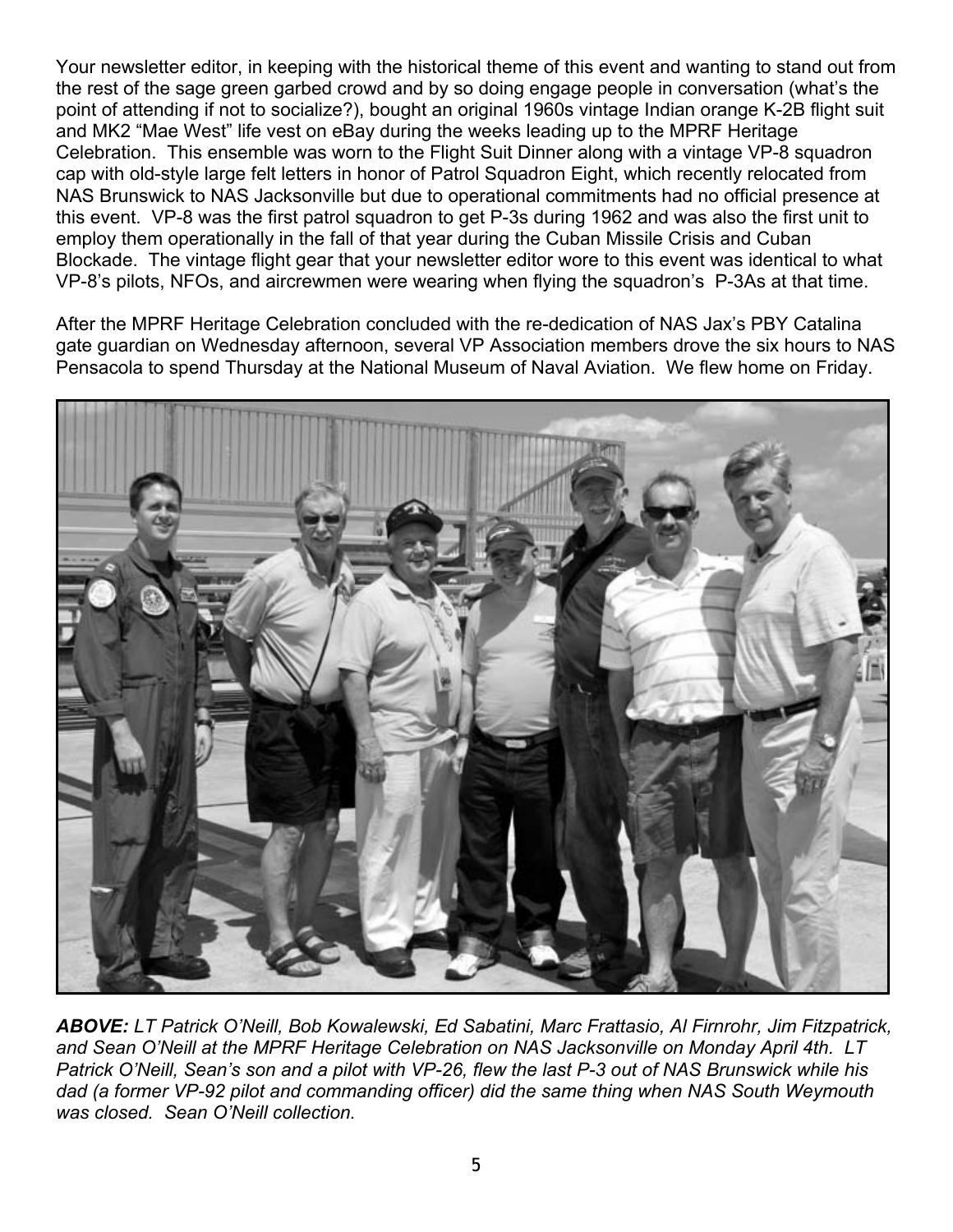Your newsletter editor, in keeping with the historical theme of this event and wanting to stand out from the rest of the sage green garbed crowd and by so doing engage people in conversation (what's the point of attending if not to socialize?), bought an original 1960s vintage Indian orange K-2B flight suit and MK2 "Mae West" life vest on eBay during the weeks leading up to the MPRF Heritage Celebration. This ensemble was worn to the Flight Suit Dinner along with a vintage VP-8 squadron cap with old-style large felt letters in honor of Patrol Squadron Eight, which recently relocated from NAS Brunswick to NAS Jacksonville but due to operational commitments had no official presence at this event. VP-8 was the first patrol squadron to get P-3s during 1962 and was also the first unit to employ them operationally in the fall of that year during the Cuban Missile Crisis and Cuban Blockade. The vintage flight gear that your newsletter editor wore to this event was identical to what VP-8's pilots, NFOs, and aircrewmen were wearing when flying the squadron's P-3As at that time.

After the MPRF Heritage Celebration concluded with the re-dedication of NAS Jax's PBY Catalina gate guardian on Wednesday afternoon, several VP Association members drove the six hours to NAS Pensacola to spend Thursday at the National Museum of Naval Aviation. We flew home on Friday.

***ABOVE:*** *LT Patrick O'Neill, Bob Kowalewski, Ed Sabatini, Marc Frattasio, Al Firnrohr, Jim Fitzpatrick, and Sean O'Neill at the MPRF Heritage Celebration on NAS Jacksonville on Monday April 4th. LT Patrick O'Neill, Sean's son and a pilot with VP-26, flew the last P-3 out of NAS Brunswick while his dad (a former VP-92 pilot and commanding officer) did the same thing when NAS South Weymouth was closed. Sean O'Neill collection.*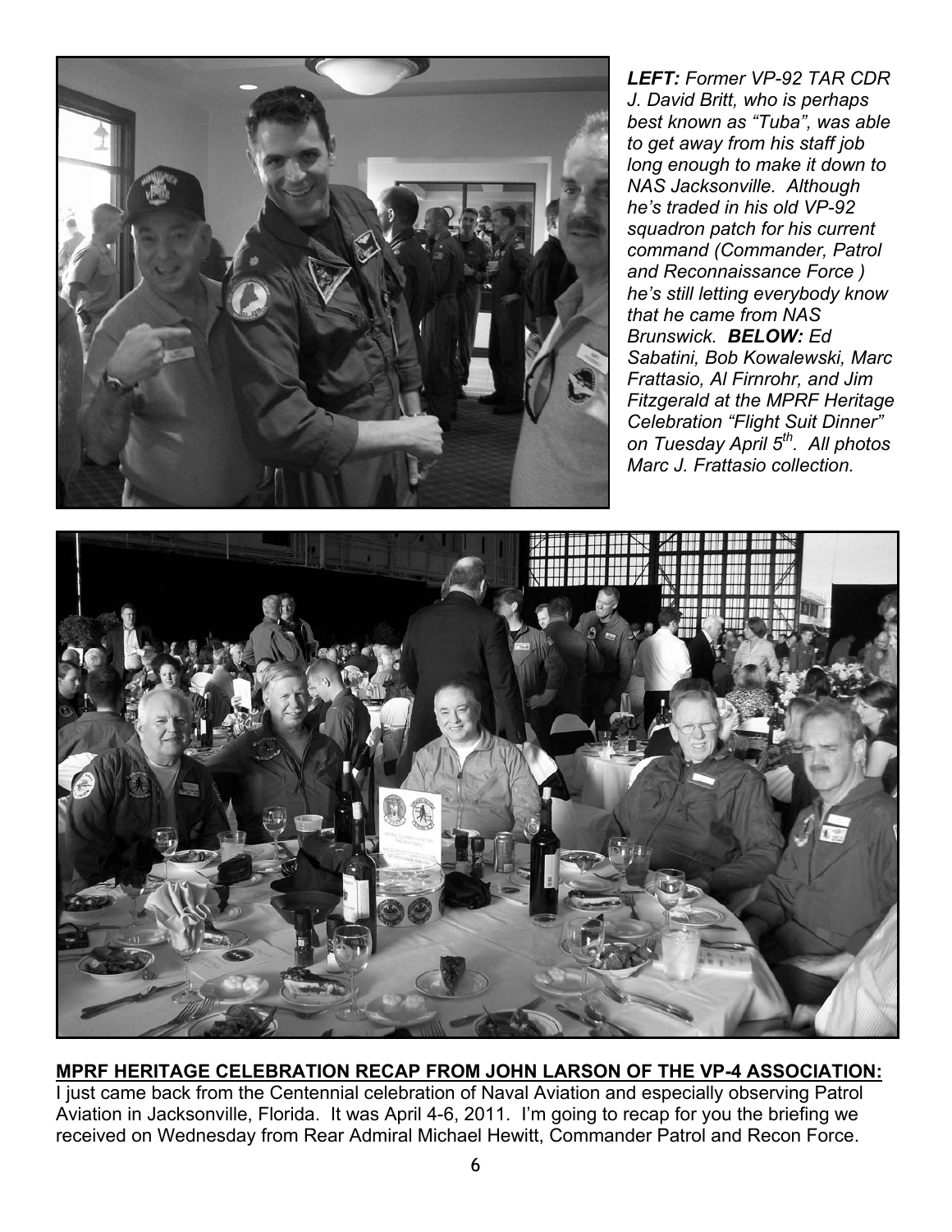*LEFT: Former VP-92 TAR CDR J. David Britt, who is perhaps best known as "Tuba", was able to get away from his staff job long enough to make it down to NAS Jacksonville. Although he's traded in his old VP-92 squadron patch for his current command (Commander, Patrol and Reconnaissance Force ) he's still letting everybody know that he came from NAS Brunswick.* ***BELOW:*** *Ed Sabatini, Bob Kowalewski, Marc Frattasio, Al Firnrohr, and Jim Fitzgerald at the MPRF Heritage Celebration "Flight Suit Dinner" on Tuesday April 5th. All photos Marc J. Frattasio collection.*

**MPRF HERITAGE CELEBRATION RECAP FROM JOHN LARSON OF THE VP-4 ASSOCIATION:**

I just came back from the Centennial celebration of Naval Aviation and especially observing Patrol Aviation in Jacksonville, Florida. It was April 4-6, 2011. I'm going to recap for you the briefing we received on Wednesday from Rear Admiral Michael Hewitt, Commander Patrol and Recon Force.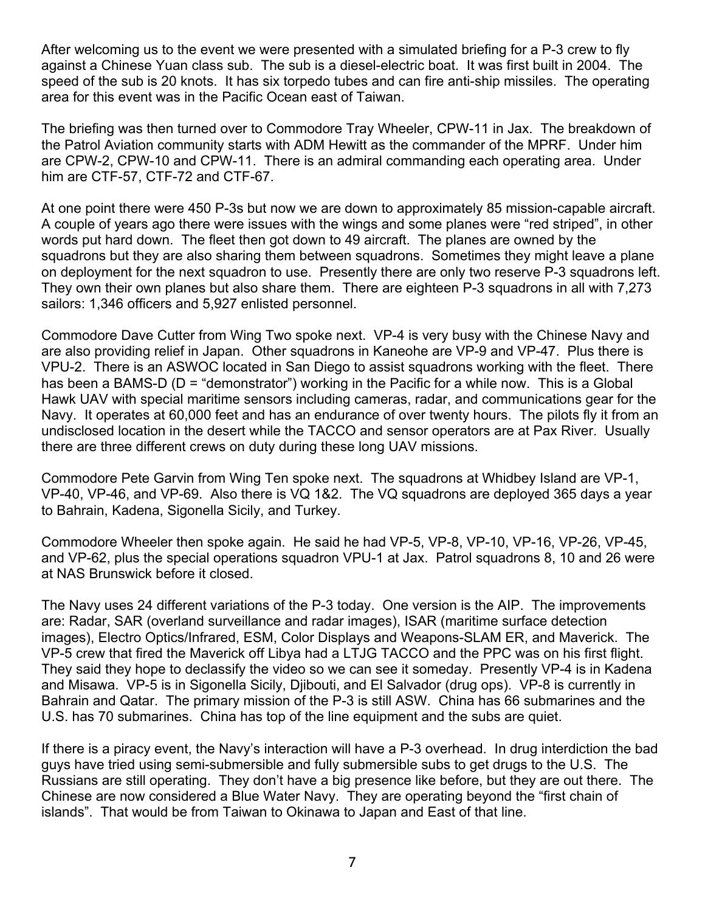After welcoming us to the event we were presented with a simulated briefing for a P-3 crew to fly against a Chinese Yuan class sub. The sub is a diesel-electric boat. It was first built in 2004. The speed of the sub is 20 knots. It has six torpedo tubes and can fire anti-ship missiles. The operating area for this event was in the Pacific Ocean east of Taiwan.

The briefing was then turned over to Commodore Tray Wheeler, CPW-11 in Jax. The breakdown of the Patrol Aviation community starts with ADM Hewitt as the commander of the MPRF. Under him are CPW-2, CPW-10 and CPW-11. There is an admiral commanding each operating area. Under him are CTF-57, CTF-72 and CTF-67.

At one point there were 450 P-3s but now we are down to approximately 85 mission-capable aircraft. A couple of years ago there were issues with the wings and some planes were "red striped", in other words put hard down. The fleet then got down to 49 aircraft. The planes are owned by the squadrons but they are also sharing them between squadrons. Sometimes they might leave a plane on deployment for the next squadron to use. Presently there are only two reserve P-3 squadrons left. They own their own planes but also share them. There are eighteen P-3 squadrons in all with 7,273 sailors: 1,346 officers and 5,927 enlisted personnel.

Commodore Dave Cutter from Wing Two spoke next. VP-4 is very busy with the Chinese Navy and are also providing relief in Japan. Other squadrons in Kaneohe are VP-9 and VP-47. Plus there is VPU-2. There is an ASWOC located in San Diego to assist squadrons working with the fleet. There has been a BAMS-D (D = "demonstrator") working in the Pacific for a while now. This is a Global Hawk UAV with special maritime sensors including cameras, radar, and communications gear for the Navy. It operates at 60,000 feet and has an endurance of over twenty hours. The pilots fly it from an undisclosed location in the desert while the TACCO and sensor operators are at Pax River. Usually there are three different crews on duty during these long UAV missions.

Commodore Pete Garvin from Wing Ten spoke next. The squadrons at Whidbey Island are VP-1, VP-40, VP-46, and VP-69. Also there is VQ 1&2. The VQ squadrons are deployed 365 days a year to Bahrain, Kadena, Sigonella Sicily, and Turkey.

Commodore Wheeler then spoke again. He said he had VP-5, VP-8, VP-10, VP-16, VP-26, VP-45, and VP-62, plus the special operations squadron VPU-1 at Jax. Patrol squadrons 8, 10 and 26 were at NAS Brunswick before it closed.

The Navy uses 24 different variations of the P-3 today. One version is the AIP. The improvements are: Radar, SAR (overland surveillance and radar images), ISAR (maritime surface detection images), Electro Optics/Infrared, ESM, Color Displays and Weapons-SLAM ER, and Maverick. The VP-5 crew that fired the Maverick off Libya had a LTJG TACCO and the PPC was on his first flight. They said they hope to declassify the video so we can see it someday. Presently VP-4 is in Kadena and Misawa. VP-5 is in Sigonella Sicily, Djibouti, and El Salvador (drug ops). VP-8 is currently in Bahrain and Qatar. The primary mission of the P-3 is still ASW. China has 66 submarines and the U.S. has 70 submarines. China has top of the line equipment and the subs are quiet.

If there is a piracy event, the Navy's interaction will have a P-3 overhead. In drug interdiction the bad guys have tried using semi-submersible and fully submersible subs to get drugs to the U.S. The Russians are still operating. They don't have a big presence like before, but they are out there. The Chinese are now considered a Blue Water Navy. They are operating beyond the "first chain of islands". That would be from Taiwan to Okinawa to Japan and East of that line.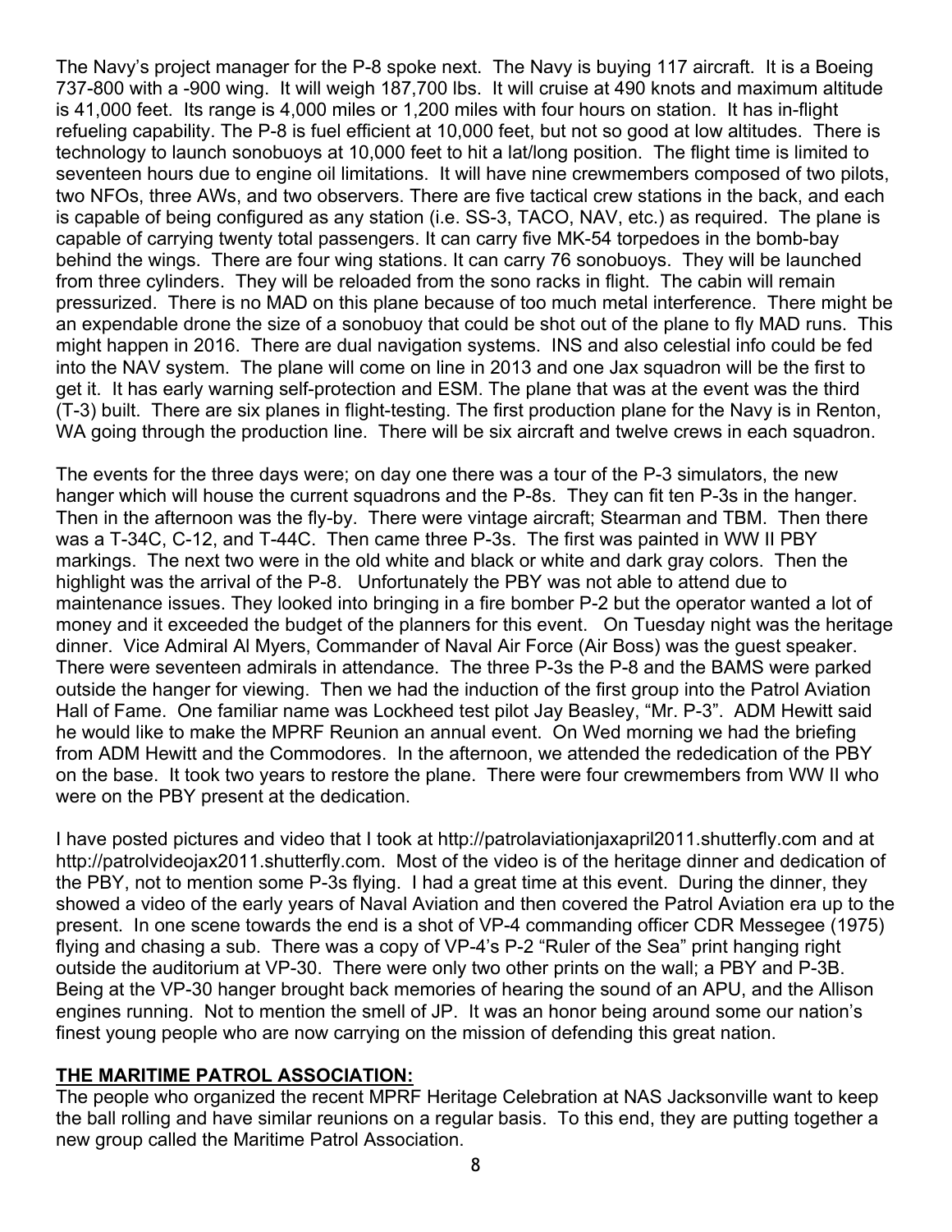The Navy's project manager for the P-8 spoke next. The Navy is buying 117 aircraft. It is a Boeing 737-800 with a -900 wing. It will weigh 187,700 lbs. It will cruise at 490 knots and maximum altitude is 41,000 feet. Its range is 4,000 miles or 1,200 miles with four hours on station. It has in-flight refueling capability. The P-8 is fuel efficient at 10,000 feet, but not so good at low altitudes. There is technology to launch sonobuoys at 10,000 feet to hit a lat/long position. The flight time is limited to seventeen hours due to engine oil limitations. It will have nine crewmembers composed of two pilots, two NFOs, three AWs, and two observers. There are five tactical crew stations in the back, and each is capable of being configured as any station (i.e. SS-3, TACO, NAV, etc.) as required. The plane is capable of carrying twenty total passengers. It can carry five MK-54 torpedoes in the bomb-bay behind the wings. There are four wing stations. It can carry 76 sonobuoys. They will be launched from three cylinders. They will be reloaded from the sono racks in flight. The cabin will remain pressurized. There is no MAD on this plane because of too much metal interference. There might be an expendable drone the size of a sonobuoy that could be shot out of the plane to fly MAD runs. This might happen in 2016. There are dual navigation systems. INS and also celestial info could be fed into the NAV system. The plane will come on line in 2013 and one Jax squadron will be the first to get it. It has early warning self-protection and ESM. The plane that was at the event was the third (T-3) built. There are six planes in flight-testing. The first production plane for the Navy is in Renton, WA going through the production line. There will be six aircraft and twelve crews in each squadron.

The events for the three days were; on day one there was a tour of the P-3 simulators, the new hanger which will house the current squadrons and the P-8s. They can fit ten P-3s in the hanger. Then in the afternoon was the fly-by. There were vintage aircraft; Stearman and TBM. Then there was a T-34C, C-12, and T-44C. Then came three P-3s. The first was painted in WW II PBY markings. The next two were in the old white and black or white and dark gray colors. Then the highlight was the arrival of the P-8. Unfortunately the PBY was not able to attend due to maintenance issues. They looked into bringing in a fire bomber P-2 but the operator wanted a lot of money and it exceeded the budget of the planners for this event. On Tuesday night was the heritage dinner. Vice Admiral Al Myers, Commander of Naval Air Force (Air Boss) was the guest speaker. There were seventeen admirals in attendance. The three P-3s the P-8 and the BAMS were parked outside the hanger for viewing. Then we had the induction of the first group into the Patrol Aviation Hall of Fame. One familiar name was Lockheed test pilot Jay Beasley, "Mr. P-3". ADM Hewitt said he would like to make the MPRF Reunion an annual event. On Wed morning we had the briefing from ADM Hewitt and the Commodores. In the afternoon, we attended the rededication of the PBY on the base. It took two years to restore the plane. There were four crewmembers from WW II who were on the PBY present at the dedication.

I have posted pictures and video that I took at http://patrolaviationjaxapril2011.shutterfly.com and at http://patrolvideojax2011.shutterfly.com. Most of the video is of the heritage dinner and dedication of the PBY, not to mention some P-3s flying. I had a great time at this event. During the dinner, they showed a video of the early years of Naval Aviation and then covered the Patrol Aviation era up to the present. In one scene towards the end is a shot of VP-4 commanding officer CDR Messegee (1975) flying and chasing a sub. There was a copy of VP-4's P-2 "Ruler of the Sea" print hanging right outside the auditorium at VP-30. There were only two other prints on the wall; a PBY and P-3B. Being at the VP-30 hanger brought back memories of hearing the sound of an APU, and the Allison engines running. Not to mention the smell of JP. It was an honor being around some our nation's finest young people who are now carrying on the mission of defending this great nation.

## THE MARITIME PATROL ASSOCIATION:

The people who organized the recent MPRF Heritage Celebration at NAS Jacksonville want to keep the ball rolling and have similar reunions on a regular basis. To this end, they are putting together a new group called the Maritime Patrol Association.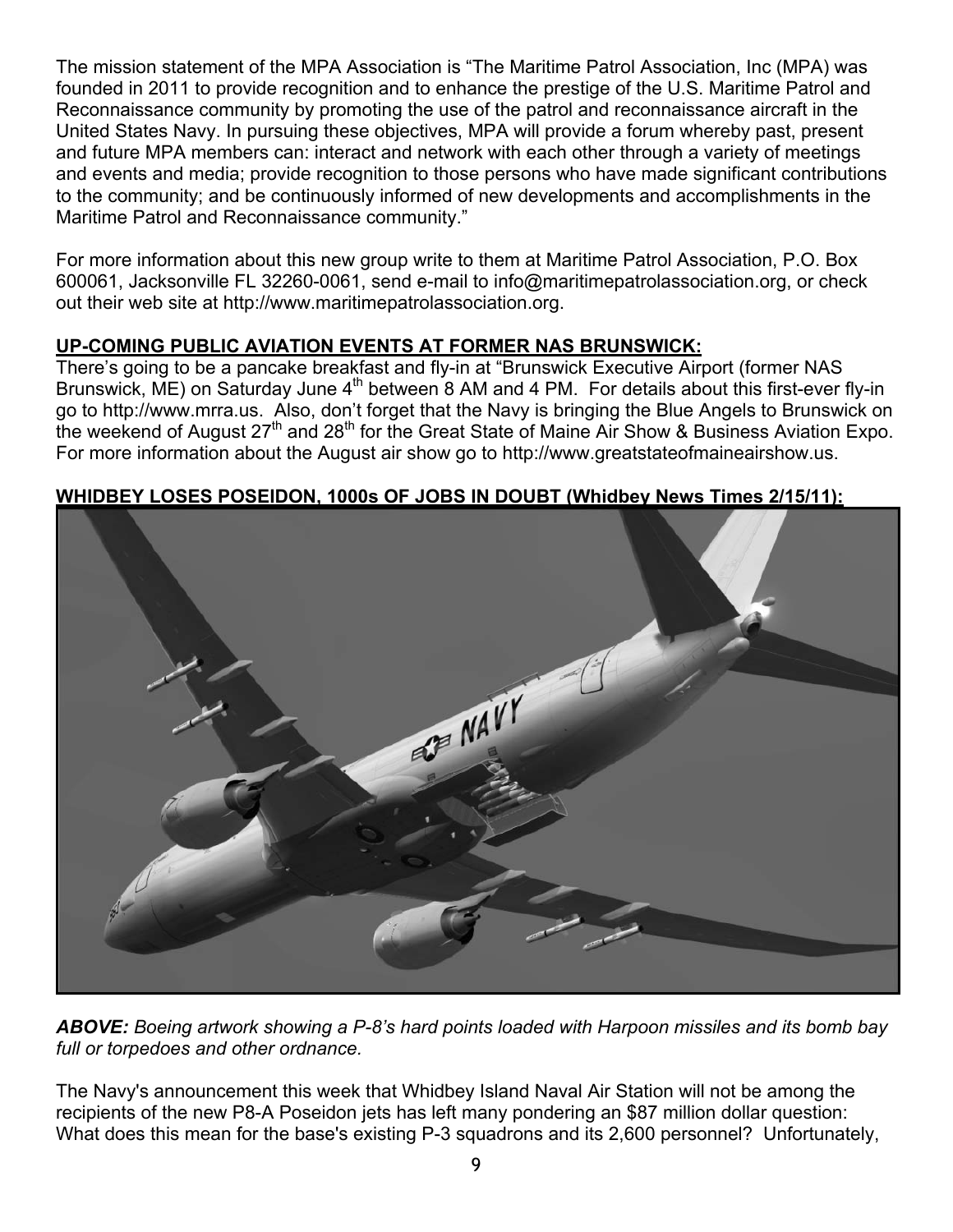The mission statement of the MPA Association is "The Maritime Patrol Association, Inc (MPA) was founded in 2011 to provide recognition and to enhance the prestige of the U.S. Maritime Patrol and Reconnaissance community by promoting the use of the patrol and reconnaissance aircraft in the United States Navy. In pursuing these objectives, MPA will provide a forum whereby past, present and future MPA members can: interact and network with each other through a variety of meetings and events and media; provide recognition to those persons who have made significant contributions to the community; and be continuously informed of new developments and accomplishments in the Maritime Patrol and Reconnaissance community."

For more information about this new group write to them at Maritime Patrol Association, P.O. Box 600061, Jacksonville FL 32260-0061, send e-mail to info@maritimepatrolassociation.org, or check out their web site at http://www.maritimepatrolassociation.org.

**UP-COMING PUBLIC AVIATION EVENTS AT FORMER NAS BRUNSWICK:**

There's going to be a pancake breakfast and fly-in at "Brunswick Executive Airport (former NAS Brunswick, ME) on Saturday June 4th between 8 AM and 4 PM. For details about this first-ever fly-in go to http://www.mrra.us. Also, don't forget that the Navy is bringing the Blue Angels to Brunswick on the weekend of August 27th and 28th for the Great State of Maine Air Show & Business Aviation Expo. For more information about the August air show go to http://www.greatstateofmaineairshow.us.

**WHIDBEY LOSES POSEIDON, 1000s OF JOBS IN DOUBT (Whidbey News Times 2/15/11):**

***ABOVE:*** *Boeing artwork showing a P-8's hard points loaded with Harpoon missiles and its bomb bay full or torpedoes and other ordnance.*

The Navy's announcement this week that Whidbey Island Naval Air Station will not be among the recipients of the new P8-A Poseidon jets has left many pondering an $87 million dollar question: What does this mean for the base's existing P-3 squadrons and its 2,600 personnel? Unfortunately,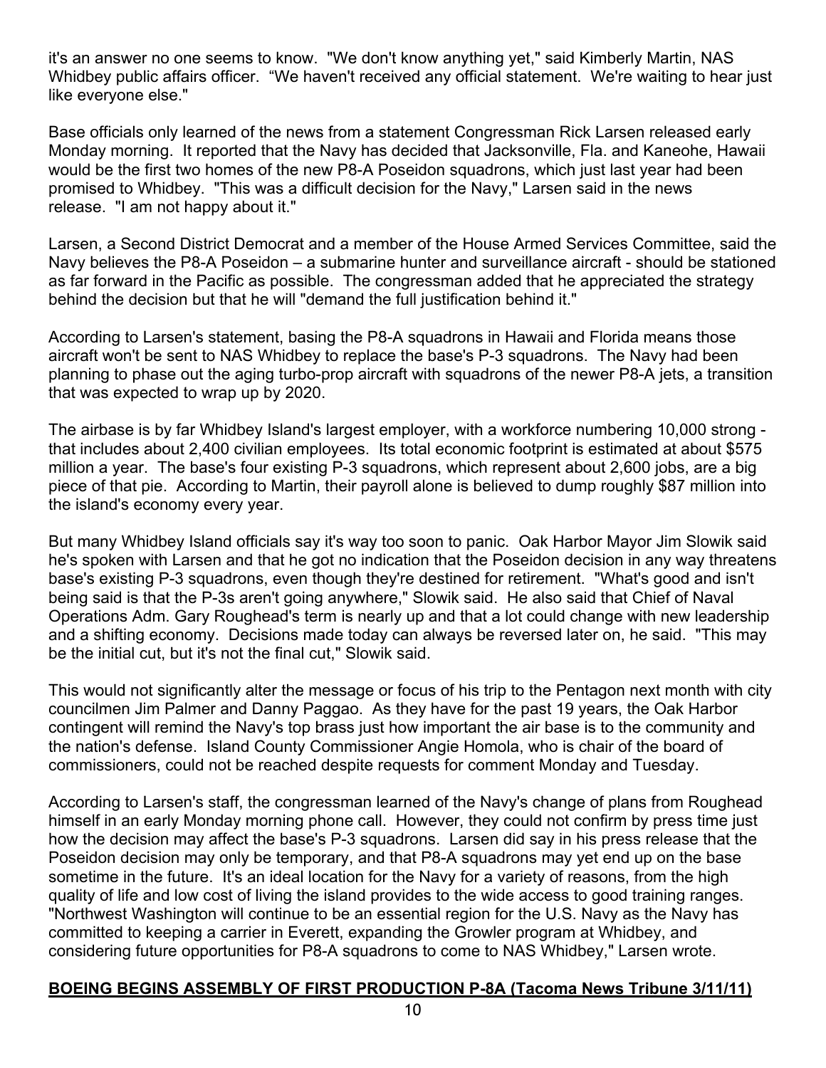it's an answer no one seems to know. "We don't know anything yet," said Kimberly Martin, NAS Whidbey public affairs officer. "We haven't received any official statement. We're waiting to hear just like everyone else."

Base officials only learned of the news from a statement Congressman Rick Larsen released early Monday morning. It reported that the Navy has decided that Jacksonville, Fla. and Kaneohe, Hawaii would be the first two homes of the new P8-A Poseidon squadrons, which just last year had been promised to Whidbey. "This was a difficult decision for the Navy," Larsen said in the news release. "I am not happy about it."

Larsen, a Second District Democrat and a member of the House Armed Services Committee, said the Navy believes the P8-A Poseidon – a submarine hunter and surveillance aircraft - should be stationed as far forward in the Pacific as possible. The congressman added that he appreciated the strategy behind the decision but that he will "demand the full justification behind it."

According to Larsen's statement, basing the P8-A squadrons in Hawaii and Florida means those aircraft won't be sent to NAS Whidbey to replace the base's P-3 squadrons. The Navy had been planning to phase out the aging turbo-prop aircraft with squadrons of the newer P8-A jets, a transition that was expected to wrap up by 2020.

The airbase is by far Whidbey Island's largest employer, with a workforce numbering 10,000 strong - that includes about 2,400 civilian employees. Its total economic footprint is estimated at about $575 million a year. The base's four existing P-3 squadrons, which represent about 2,600 jobs, are a big piece of that pie. According to Martin, their payroll alone is believed to dump roughly $87 million into the island's economy every year.

But many Whidbey Island officials say it's way too soon to panic. Oak Harbor Mayor Jim Slowik said he's spoken with Larsen and that he got no indication that the Poseidon decision in any way threatens base's existing P-3 squadrons, even though they're destined for retirement. "What's good and isn't being said is that the P-3s aren't going anywhere," Slowik said. He also said that Chief of Naval Operations Adm. Gary Roughead's term is nearly up and that a lot could change with new leadership and a shifting economy. Decisions made today can always be reversed later on, he said. "This may be the initial cut, but it's not the final cut," Slowik said.

This would not significantly alter the message or focus of his trip to the Pentagon next month with city councilmen Jim Palmer and Danny Paggao. As they have for the past 19 years, the Oak Harbor contingent will remind the Navy's top brass just how important the air base is to the community and the nation's defense. Island County Commissioner Angie Homola, who is chair of the board of commissioners, could not be reached despite requests for comment Monday and Tuesday.

According to Larsen's staff, the congressman learned of the Navy's change of plans from Roughead himself in an early Monday morning phone call. However, they could not confirm by press time just how the decision may affect the base's P-3 squadrons. Larsen did say in his press release that the Poseidon decision may only be temporary, and that P8-A squadrons may yet end up on the base sometime in the future. It's an ideal location for the Navy for a variety of reasons, from the high quality of life and low cost of living the island provides to the wide access to good training ranges. "Northwest Washington will continue to be an essential region for the U.S. Navy as the Navy has committed to keeping a carrier in Everett, expanding the Growler program at Whidbey, and considering future opportunities for P8-A squadrons to come to NAS Whidbey," Larsen wrote.

**BOEING BEGINS ASSEMBLY OF FIRST PRODUCTION P-8A (Tacoma News Tribune 3/11/11)**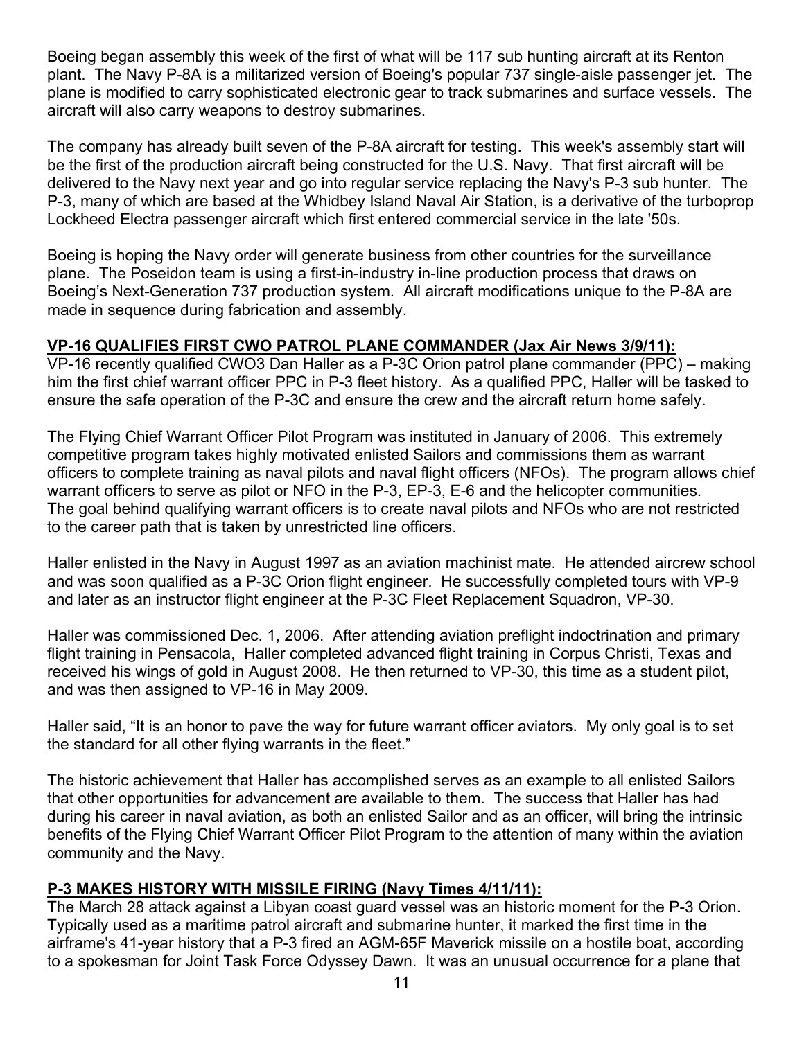Boeing began assembly this week of the first of what will be 117 sub hunting aircraft at its Renton plant. The Navy P-8A is a militarized version of Boeing's popular 737 single-aisle passenger jet. The plane is modified to carry sophisticated electronic gear to track submarines and surface vessels. The aircraft will also carry weapons to destroy submarines.

The company has already built seven of the P-8A aircraft for testing. This week's assembly start will be the first of the production aircraft being constructed for the U.S. Navy. That first aircraft will be delivered to the Navy next year and go into regular service replacing the Navy's P-3 sub hunter. The P-3, many of which are based at the Whidbey Island Naval Air Station, is a derivative of the turboprop Lockheed Electra passenger aircraft which first entered commercial service in the late '50s.

Boeing is hoping the Navy order will generate business from other countries for the surveillance plane. The Poseidon team is using a first-in-industry in-line production process that draws on Boeing's Next-Generation 737 production system. All aircraft modifications unique to the P-8A are made in sequence during fabrication and assembly.

## **VP-16 QUALIFIES FIRST CWO PATROL PLANE COMMANDER (Jax Air News 3/9/11):**

VP-16 recently qualified CWO3 Dan Haller as a P-3C Orion patrol plane commander (PPC) – making him the first chief warrant officer PPC in P-3 fleet history. As a qualified PPC, Haller will be tasked to ensure the safe operation of the P-3C and ensure the crew and the aircraft return home safely.

The Flying Chief Warrant Officer Pilot Program was instituted in January of 2006. This extremely competitive program takes highly motivated enlisted Sailors and commissions them as warrant officers to complete training as naval pilots and naval flight officers (NFOs). The program allows chief warrant officers to serve as pilot or NFO in the P-3, EP-3, E-6 and the helicopter communities. The goal behind qualifying warrant officers is to create naval pilots and NFOs who are not restricted to the career path that is taken by unrestricted line officers.

Haller enlisted in the Navy in August 1997 as an aviation machinist mate. He attended aircrew school and was soon qualified as a P-3C Orion flight engineer. He successfully completed tours with VP-9 and later as an instructor flight engineer at the P-3C Fleet Replacement Squadron, VP-30.

Haller was commissioned Dec. 1, 2006. After attending aviation preflight indoctrination and primary flight training in Pensacola, Haller completed advanced flight training in Corpus Christi, Texas and received his wings of gold in August 2008. He then returned to VP-30, this time as a student pilot, and was then assigned to VP-16 in May 2009.

Haller said, "It is an honor to pave the way for future warrant officer aviators. My only goal is to set the standard for all other flying warrants in the fleet."

The historic achievement that Haller has accomplished serves as an example to all enlisted Sailors that other opportunities for advancement are available to them. The success that Haller has had during his career in naval aviation, as both an enlisted Sailor and as an officer, will bring the intrinsic benefits of the Flying Chief Warrant Officer Pilot Program to the attention of many within the aviation community and the Navy.

## **P-3 MAKES HISTORY WITH MISSILE FIRING (Navy Times 4/11/11):**

The March 28 attack against a Libyan coast guard vessel was an historic moment for the P-3 Orion. Typically used as a maritime patrol aircraft and submarine hunter, it marked the first time in the airframe's 41-year history that a P-3 fired an AGM-65F Maverick missile on a hostile boat, according to a spokesman for Joint Task Force Odyssey Dawn. It was an unusual occurrence for a plane that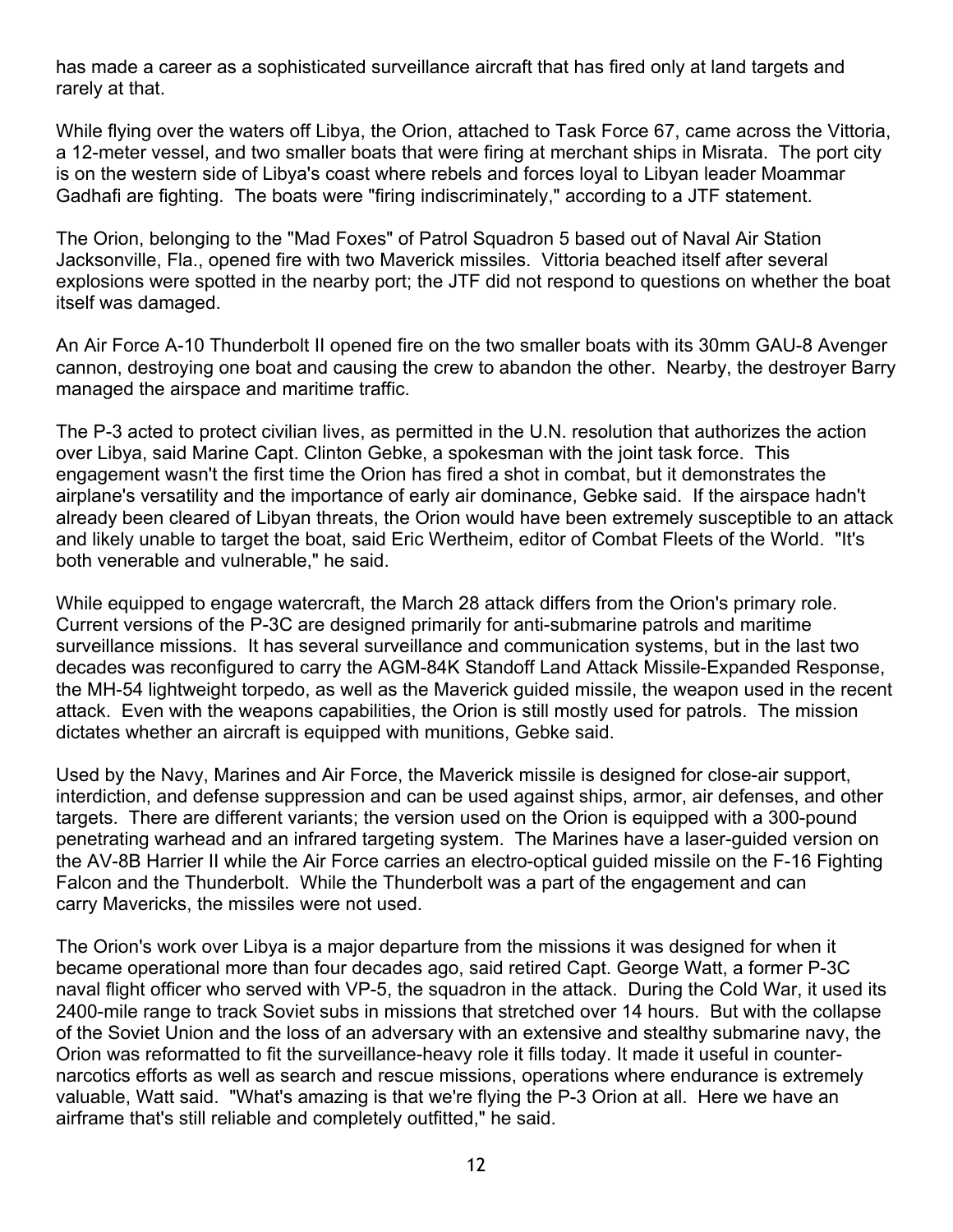has made a career as a sophisticated surveillance aircraft that has fired only at land targets and rarely at that.

While flying over the waters off Libya, the Orion, attached to Task Force 67, came across the Vittoria, a 12-meter vessel, and two smaller boats that were firing at merchant ships in Misrata. The port city is on the western side of Libya's coast where rebels and forces loyal to Libyan leader Moammar Gadhafi are fighting. The boats were "firing indiscriminately," according to a JTF statement.

The Orion, belonging to the "Mad Foxes" of Patrol Squadron 5 based out of Naval Air Station Jacksonville, Fla., opened fire with two Maverick missiles. Vittoria beached itself after several explosions were spotted in the nearby port; the JTF did not respond to questions on whether the boat itself was damaged.

An Air Force A-10 Thunderbolt II opened fire on the two smaller boats with its 30mm GAU-8 Avenger cannon, destroying one boat and causing the crew to abandon the other. Nearby, the destroyer Barry managed the airspace and maritime traffic.

The P-3 acted to protect civilian lives, as permitted in the U.N. resolution that authorizes the action over Libya, said Marine Capt. Clinton Gebke, a spokesman with the joint task force. This engagement wasn't the first time the Orion has fired a shot in combat, but it demonstrates the airplane's versatility and the importance of early air dominance, Gebke said. If the airspace hadn't already been cleared of Libyan threats, the Orion would have been extremely susceptible to an attack and likely unable to target the boat, said Eric Wertheim, editor of Combat Fleets of the World. "It's both venerable and vulnerable," he said.

While equipped to engage watercraft, the March 28 attack differs from the Orion's primary role. Current versions of the P-3C are designed primarily for anti-submarine patrols and maritime surveillance missions. It has several surveillance and communication systems, but in the last two decades was reconfigured to carry the AGM-84K Standoff Land Attack Missile-Expanded Response, the MH-54 lightweight torpedo, as well as the Maverick guided missile, the weapon used in the recent attack. Even with the weapons capabilities, the Orion is still mostly used for patrols. The mission dictates whether an aircraft is equipped with munitions, Gebke said.

Used by the Navy, Marines and Air Force, the Maverick missile is designed for close-air support, interdiction, and defense suppression and can be used against ships, armor, air defenses, and other targets. There are different variants; the version used on the Orion is equipped with a 300-pound penetrating warhead and an infrared targeting system. The Marines have a laser-guided version on the AV-8B Harrier II while the Air Force carries an electro-optical guided missile on the F-16 Fighting Falcon and the Thunderbolt. While the Thunderbolt was a part of the engagement and can carry Mavericks, the missiles were not used.

The Orion's work over Libya is a major departure from the missions it was designed for when it became operational more than four decades ago, said retired Capt. George Watt, a former P-3C naval flight officer who served with VP-5, the squadron in the attack. During the Cold War, it used its 2400-mile range to track Soviet subs in missions that stretched over 14 hours. But with the collapse of the Soviet Union and the loss of an adversary with an extensive and stealthy submarine navy, the Orion was reformatted to fit the surveillance-heavy role it fills today. It made it useful in counter-narcotics efforts as well as search and rescue missions, operations where endurance is extremely valuable, Watt said. "What's amazing is that we're flying the P-3 Orion at all. Here we have an airframe that's still reliable and completely outfitted," he said.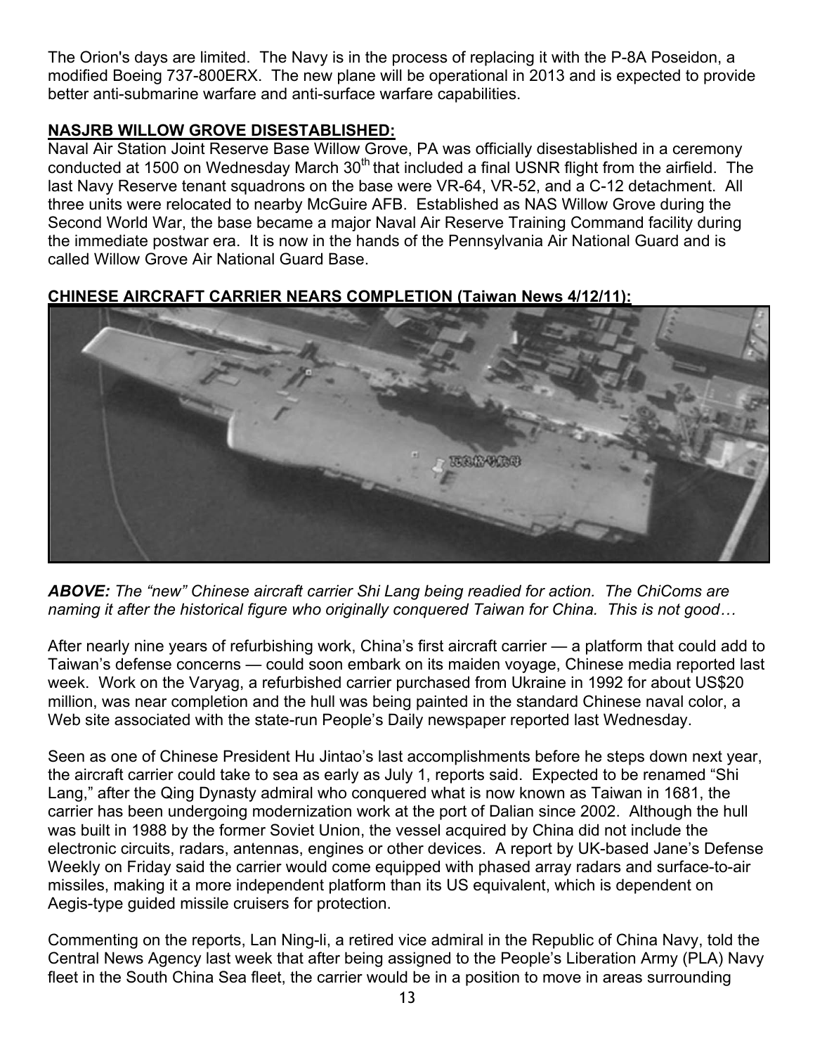The Orion's days are limited. The Navy is in the process of replacing it with the P-8A Poseidon, a modified Boeing 737-800ERX. The new plane will be operational in 2013 and is expected to provide better anti-submarine warfare and anti-surface warfare capabilities.

**NASJRB WILLOW GROVE DISESTABLISHED:**

Naval Air Station Joint Reserve Base Willow Grove, PA was officially disestablished in a ceremony conducted at 1500 on Wednesday March 30th that included a final USNR flight from the airfield. The last Navy Reserve tenant squadrons on the base were VR-64, VR-52, and a C-12 detachment. All three units were relocated to nearby McGuire AFB. Established as NAS Willow Grove during the Second World War, the base became a major Naval Air Reserve Training Command facility during the immediate postwar era. It is now in the hands of the Pennsylvania Air National Guard and is called Willow Grove Air National Guard Base.

**CHINESE AIRCRAFT CARRIER NEARS COMPLETION (Taiwan News 4/12/11):**

***ABOVE:*** *The “new” Chinese aircraft carrier Shi Lang being readied for action. The ChiComs are naming it after the historical figure who originally conquered Taiwan for China. This is not good…*

After nearly nine years of refurbishing work, China’s first aircraft carrier — a platform that could add to Taiwan’s defense concerns — could soon embark on its maiden voyage, Chinese media reported last week. Work on the Varyag, a refurbished carrier purchased from Ukraine in 1992 for about US$20 million, was near completion and the hull was being painted in the standard Chinese naval color, a Web site associated with the state-run People’s Daily newspaper reported last Wednesday.

Seen as one of Chinese President Hu Jintao’s last accomplishments before he steps down next year, the aircraft carrier could take to sea as early as July 1, reports said. Expected to be renamed “Shi Lang,” after the Qing Dynasty admiral who conquered what is now known as Taiwan in 1681, the carrier has been undergoing modernization work at the port of Dalian since 2002. Although the hull was built in 1988 by the former Soviet Union, the vessel acquired by China did not include the electronic circuits, radars, antennas, engines or other devices. A report by UK-based Jane’s Defense Weekly on Friday said the carrier would come equipped with phased array radars and surface-to-air missiles, making it a more independent platform than its US equivalent, which is dependent on Aegis-type guided missile cruisers for protection.

Commenting on the reports, Lan Ning-li, a retired vice admiral in the Republic of China Navy, told the Central News Agency last week that after being assigned to the People’s Liberation Army (PLA) Navy fleet in the South China Sea fleet, the carrier would be in a position to move in areas surrounding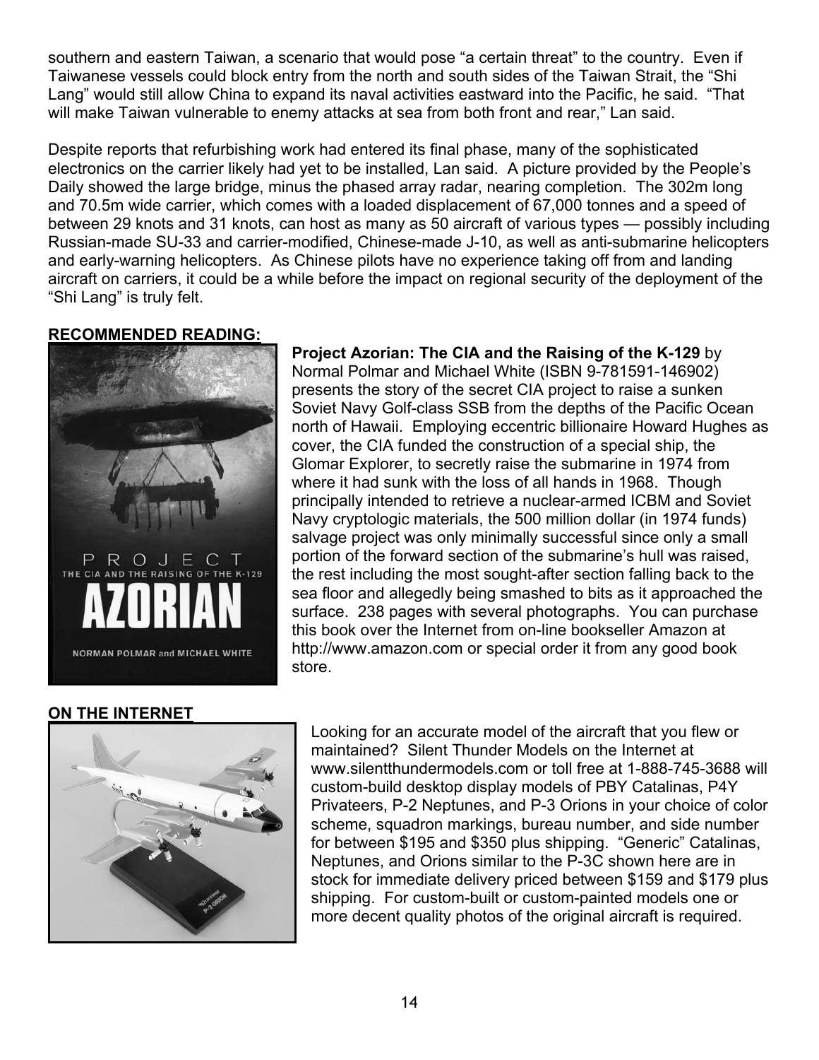southern and eastern Taiwan, a scenario that would pose “a certain threat” to the country. Even if Taiwanese vessels could block entry from the north and south sides of the Taiwan Strait, the “Shi Lang” would still allow China to expand its naval activities eastward into the Pacific, he said. “That will make Taiwan vulnerable to enemy attacks at sea from both front and rear,” Lan said.

Despite reports that refurbishing work had entered its final phase, many of the sophisticated electronics on the carrier likely had yet to be installed, Lan said. A picture provided by the People’s Daily showed the large bridge, minus the phased array radar, nearing completion. The 302m long and 70.5m wide carrier, which comes with a loaded displacement of 67,000 tonnes and a speed of between 29 knots and 31 knots, can host as many as 50 aircraft of various types — possibly including Russian-made SU-33 and carrier-modified, Chinese-made J-10, as well as anti-submarine helicopters and early-warning helicopters. As Chinese pilots have no experience taking off from and landing aircraft on carriers, it could be a while before the impact on regional security of the deployment of the “Shi Lang” is truly felt.

**RECOMMENDED READING:**

**Project Azorian: The CIA and the Raising of the K-129** by Normal Polmar and Michael White (ISBN 9-781591-146902) presents the story of the secret CIA project to raise a sunken Soviet Navy Golf-class SSB from the depths of the Pacific Ocean north of Hawaii. Employing eccentric billionaire Howard Hughes as cover, the CIA funded the construction of a special ship, the Glomar Explorer, to secretly raise the submarine in 1974 from where it had sunk with the loss of all hands in 1968. Though principally intended to retrieve a nuclear-armed ICBM and Soviet Navy cryptologic materials, the 500 million dollar (in 1974 funds) salvage project was only minimally successful since only a small portion of the forward section of the submarine’s hull was raised, the rest including the most sought-after section falling back to the sea floor and allegedly being smashed to bits as it approached the surface. 238 pages with several photographs. You can purchase this book over the Internet from on-line bookseller Amazon at http://www.amazon.com or special order it from any good book store.

**ON THE INTERNET**

Looking for an accurate model of the aircraft that you flew or maintained? Silent Thunder Models on the Internet at www.silentthundermodels.com or toll free at 1-888-745-3688 will custom-build desktop display models of PBY Catalinas, P4Y Privateers, P-2 Neptunes, and P-3 Orions in your choice of color scheme, squadron markings, bureau number, and side number for between $195 and $350 plus shipping. “Generic” Catalinas, Neptunes, and Orions similar to the P-3C shown here are in stock for immediate delivery priced between $159 and $179 plus shipping. For custom-built or custom-painted models one or more decent quality photos of the original aircraft is required.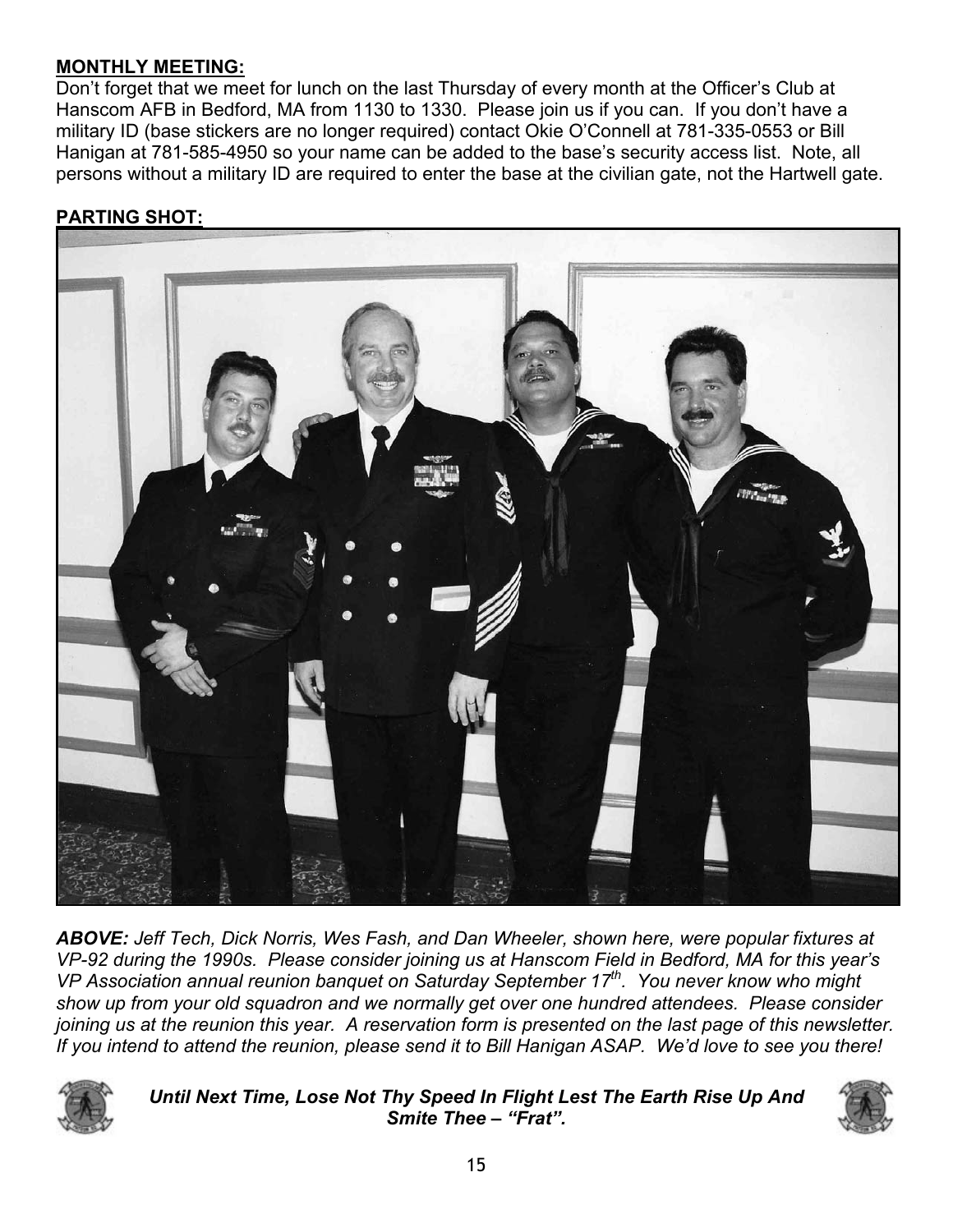**MONTHLY MEETING:**

Don't forget that we meet for lunch on the last Thursday of every month at the Officer's Club at Hanscom AFB in Bedford, MA from 1130 to 1330. Please join us if you can. If you don't have a military ID (base stickers are no longer required) contact Okie O'Connell at 781-335-0553 or Bill Hanigan at 781-585-4950 so your name can be added to the base's security access list. Note, all persons without a military ID are required to enter the base at the civilian gate, not the Hartwell gate.

**PARTING SHOT:**

***ABOVE:*** *Jeff Tech, Dick Norris, Wes Fash, and Dan Wheeler, shown here, were popular fixtures at VP-92 during the 1990s. Please consider joining us at Hanscom Field in Bedford, MA for this year's VP Association annual reunion banquet on Saturday September 17th. You never know who might show up from your old squadron and we normally get over one hundred attendees. Please consider joining us at the reunion this year. A reservation form is presented on the last page of this newsletter. If you intend to attend the reunion, please send it to Bill Hanigan ASAP. We'd love to see you there!*

***Until Next Time, Lose Not Thy Speed In Flight Lest The Earth Rise Up And Smite Thee – "Frat".***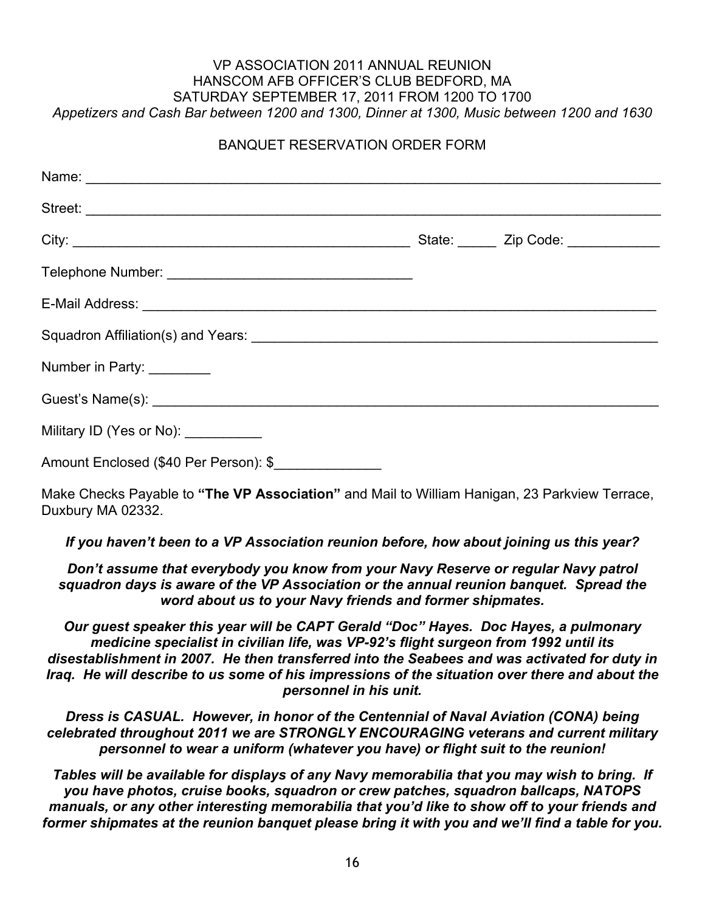VP ASSOCIATION 2011 ANNUAL REUNION
HANSCOM AFB OFFICER'S CLUB BEDFORD, MA
SATURDAY SEPTEMBER 17, 2011 FROM 1200 TO 1700
*Appetizers and Cash Bar between 1200 and 1300, Dinner at 1300, Music between 1200 and 1630*

BANQUET RESERVATION ORDER FORM

Name: ______________________________________________________________________

Street: ______________________________________________________________________

City: ____________________________________________ State: _____ Zip Code: ____________

Telephone Number: ________________________________

E-Mail Address: _________________________________________________________________

Squadron Affiliation(s) and Years: _____________________________________________________

Number in Party: ________

Guest's Name(s): ________________________________________________________________

Military ID (Yes or No): __________

Amount Enclosed ($40 Per Person): $______________

Make Checks Payable to **"The VP Association"** and Mail to William Hanigan, 23 Parkview Terrace, Duxbury MA 02332.

***If you haven't been to a VP Association reunion before, how about joining us this year?***

***Don't assume that everybody you know from your Navy Reserve or regular Navy patrol squadron days is aware of the VP Association or the annual reunion banquet. Spread the word about us to your Navy friends and former shipmates.***

***Our guest speaker this year will be CAPT Gerald "Doc" Hayes. Doc Hayes, a pulmonary medicine specialist in civilian life, was VP-92's flight surgeon from 1992 until its disestablishment in 2007. He then transferred into the Seabees and was activated for duty in Iraq. He will describe to us some of his impressions of the situation over there and about the personnel in his unit.***

***Dress is CASUAL. However, in honor of the Centennial of Naval Aviation (CONA) being celebrated throughout 2011 we are STRONGLY ENCOURAGING veterans and current military personnel to wear a uniform (whatever you have) or flight suit to the reunion!***

***Tables will be available for displays of any Navy memorabilia that you may wish to bring. If you have photos, cruise books, squadron or crew patches, squadron ballcaps, NATOPS manuals, or any other interesting memorabilia that you'd like to show off to your friends and former shipmates at the reunion banquet please bring it with you and we'll find a table for you.***